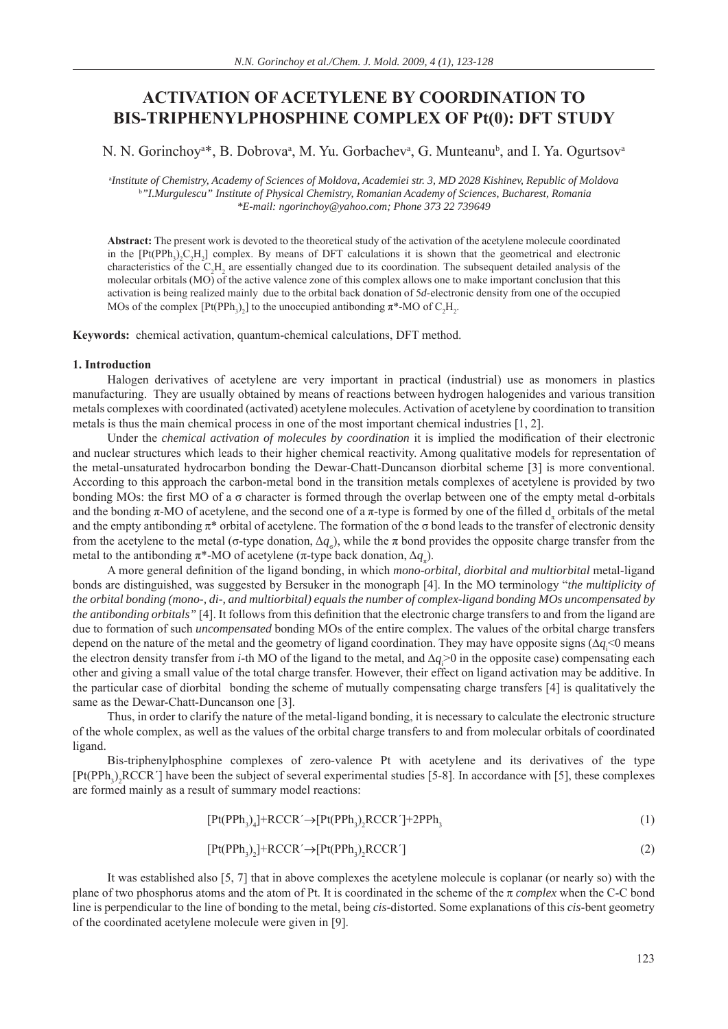# ACTIVATION OF ACETYLENE BY COORDINATION TO BIS-TRIPHENYLPHOSPHINE COMPLEX OF Pt(0): DFT STUDY

N. N. Gorinchoy[a]*, B. Dobrova[a], M. Yu. Gorbachev[a], G. Munteanu[b], and I. Ya. Ogurtsov[a]

[a]*Institute of Chemistry, Academy of Sciences of Moldova, Academiei str. 3, MD 2028 Kishinev, Republic of Moldova*
[b]*"I.Murgulescu" Institute of Physical Chemistry, Romanian Academy of Sciences, Bucharest, Romania*
*\*E-mail: ngorinchoy@yahoo.com; Phone 373 22 739649*

**Abstract:** The present work is devoted to the theoretical study of the activation of the acetylene molecule coordinated in the $[Pt(PPh_3)_2C_2H_2]$ complex. By means of DFT calculations it is shown that the geometrical and electronic characteristics of the $C_2H_2$ are essentially changed due to its coordination. The subsequent detailed analysis of the molecular orbitals (MO) of the active valence zone of this complex allows one to make important conclusion that this activation is being realized mainly due to the orbital back donation of 5*d*-electronic density from one of the occupied MOs of the complex $[Pt(PPh_3)_2]$ to the unoccupied antibonding π*-MO of $C_2H_2$.

**Keywords:** chemical activation, quantum-chemical calculations, DFT method.

## 1. Introduction

Halogen derivatives of acetylene are very important in practical (industrial) use as monomers in plastics manufacturing. They are usually obtained by means of reactions between hydrogen halogenides and various transition metals complexes with coordinated (activated) acetylene molecules. Activation of acetylene by coordination to transition metals is thus the main chemical process in one of the most important chemical industries [1, 2].

Under the *chemical activation of molecules by coordination* it is implied the modification of their electronic and nuclear structures which leads to their higher chemical reactivity. Among qualitative models for representation of the metal-unsaturated hydrocarbon bonding the Dewar-Chatt-Duncanson diorbital scheme [3] is more conventional. According to this approach the carbon-metal bond in the transition metals complexes of acetylene is provided by two bonding MOs: the first MO of a σ character is formed through the overlap between one of the empty metal d-orbitals and the bonding π-MO of acetylene, and the second one of a π-type is formed by one of the filled $d_\pi$ orbitals of the metal and the empty antibonding π* orbital of acetylene. The formation of the σ bond leads to the transfer of electronic density from the acetylene to the metal (σ-type donation, $\Delta q_\sigma$), while the π bond provides the opposite charge transfer from the metal to the antibonding π*-MO of acetylene (π-type back donation, $\Delta q_\pi$).

A more general definition of the ligand bonding, in which *mono-orbital, diorbital and multiorbital* metal-ligand bonds are distinguished, was suggested by Bersuker in the monograph [4]. In the MO terminology "*the multiplicity of the orbital bonding (mono-, di-, and multiorbital) equals the number of complex-ligand bonding MOs uncompensated by the antibonding orbitals"* [4]. It follows from this definition that the electronic charge transfers to and from the ligand are due to formation of such *uncompensated* bonding MOs of the entire complex. The values of the orbital charge transfers depend on the nature of the metal and the geometry of ligand coordination. They may have opposite signs ($\Delta q_i<0$ means the electron density transfer from *i*-th MO of the ligand to the metal, and $\Delta q_i>0$ in the opposite case) compensating each other and giving a small value of the total charge transfer. However, their effect on ligand activation may be additive. In the particular case of diorbital bonding the scheme of mutually compensating charge transfers [4] is qualitatively the same as the Dewar-Chatt-Duncanson one [3].

Thus, in order to clarify the nature of the metal-ligand bonding, it is necessary to calculate the electronic structure of the whole complex, as well as the values of the orbital charge transfers to and from molecular orbitals of coordinated ligand.

Bis-triphenylphosphine complexes of zero-valence Pt with acetylene and its derivatives of the type $[Pt(PPh_3)_2RCCR']$ have been the subject of several experimental studies [5-8]. In accordance with [5], these complexes are formed mainly as a result of summary model reactions:

$$[Pt(PPh_3)_4]+RCCR' \rightarrow [Pt(PPh_3)_2RCCR']+2PPh_3 \quad (1)$$

$$[Pt(PPh_3)_2]+RCCR' \rightarrow [Pt(PPh_3)_2RCCR'] \quad (2)$$

It was established also [5, 7] that in above complexes the acetylene molecule is coplanar (or nearly so) with the plane of two phosphorus atoms and the atom of Pt. It is coordinated in the scheme of the π *complex* when the C-C bond line is perpendicular to the line of bonding to the metal, being *cis*-distorted. Some explanations of this *cis*-bent geometry of the coordinated acetylene molecule were given in [9].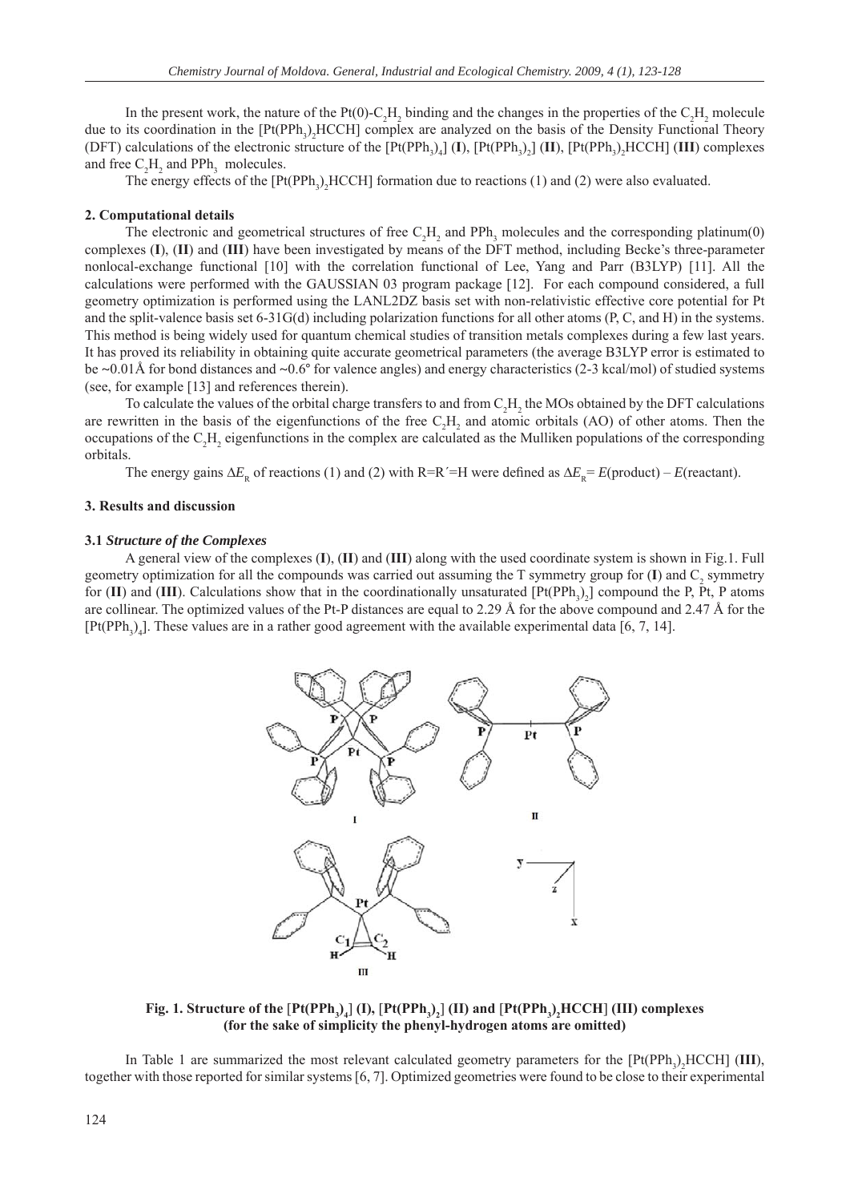In the present work, the nature of the Pt(0)-$C_2H_2$ binding and the changes in the properties of the $C_2H_2$ molecule due to its coordination in the [Pt($PPh_3$)$_2$HCCH] complex are analyzed on the basis of the Density Functional Theory (DFT) calculations of the electronic structure of the [Pt($PPh_3$)$_4$] (**I**), [Pt($PPh_3$)$_2$] (**II**), [Pt($PPh_3$)$_2$HCCH] (**III**) complexes and free $C_2H_2$ and $PPh_3$ molecules.

The energy effects of the [Pt($PPh_3$)$_2$HCCH] formation due to reactions (1) and (2) were also evaluated.

## 2. Computational details

The electronic and geometrical structures of free $C_2H_2$ and $PPh_3$ molecules and the corresponding platinum(0) complexes (**I**), (**II**) and (**III**) have been investigated by means of the DFT method, including Becke's three-parameter nonlocal-exchange functional [10] with the correlation functional of Lee, Yang and Parr (B3LYP) [11]. All the calculations were performed with the GAUSSIAN 03 program package [12]. For each compound considered, a full geometry optimization is performed using the LANL2DZ basis set with non-relativistic effective core potential for Pt and the split-valence basis set 6-31G(d) including polarization functions for all other atoms (P, C, and H) in the systems. This method is being widely used for quantum chemical studies of transition metals complexes during a few last years. It has proved its reliability in obtaining quite accurate geometrical parameters (the average B3LYP error is estimated to be ~0.01Å for bond distances and ~0.6° for valence angles) and energy characteristics (2-3 kcal/mol) of studied systems (see, for example [13] and references therein).

To calculate the values of the orbital charge transfers to and from $C_2H_2$ the MOs obtained by the DFT calculations are rewritten in the basis of the eigenfunctions of the free $C_2H_2$ and atomic orbitals (AO) of other atoms. Then the occupations of the $C_2H_2$ eigenfunctions in the complex are calculated as the Mulliken populations of the corresponding orbitals.

The energy gains $\Delta E_R$ of reactions (1) and (2) with R=R´=H were defined as $\Delta E_R = E(\text{product}) - E(\text{reactant})$.

## 3. Results and discussion

### 3.1 *Structure of the Complexes*

A general view of the complexes (**I**), (**II**) and (**III**) along with the used coordinate system is shown in Fig.1. Full geometry optimization for all the compounds was carried out assuming the T symmetry group for (**I**) and $C_2$ symmetry for (**II**) and (**III**). Calculations show that in the coordinationally unsaturated [Pt($PPh_3$)$_2$] compound the P, Pt, P atoms are collinear. The optimized values of the Pt-P distances are equal to 2.29 Å for the above compound and 2.47 Å for the [Pt($PPh_3$)$_4$]. These values are in a rather good agreement with the available experimental data [6, 7, 14].

**Fig. 1. Structure of the [Pt($PPh_3$)$_4$] (I), [Pt($PPh_3$)$_2$] (II) and [Pt($PPh_3$)$_2$HCCH] (III) complexes (for the sake of simplicity the phenyl-hydrogen atoms are omitted)**

In Table 1 are summarized the most relevant calculated geometry parameters for the [Pt($PPh_3$)$_2$HCCH] (**III**), together with those reported for similar systems [6, 7]. Optimized geometries were found to be close to their experimental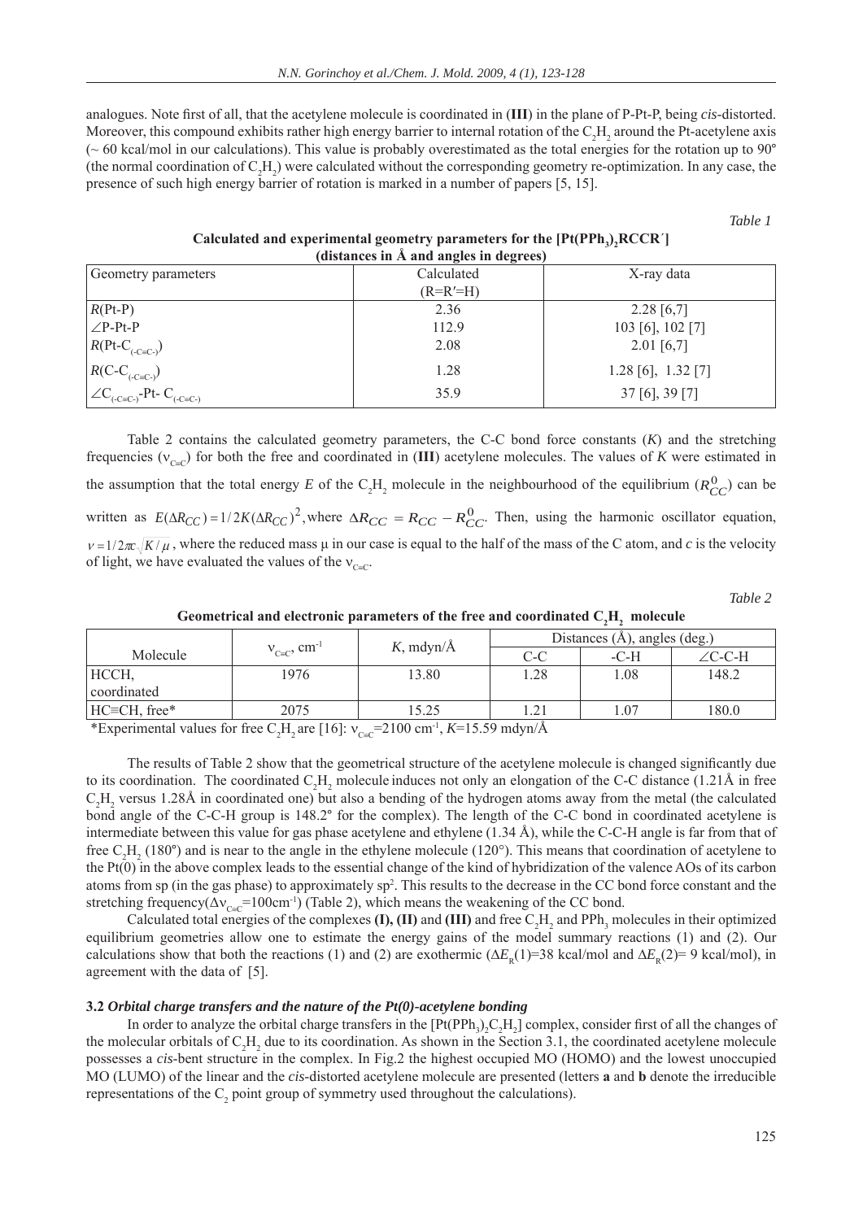analogues. Note first of all, that the acetylene molecule is coordinated in (**III**) in the plane of P-Pt-P, being *cis*-distorted. Moreover, this compound exhibits rather high energy barrier to internal rotation of the $C_2H_2$ around the Pt-acetylene axis (~ 60 kcal/mol in our calculations). This value is probably overestimated as the total energies for the rotation up to 90° (the normal coordination of $C_2H_2$) were calculated without the corresponding geometry re-optimization. In any case, the presence of such high energy barrier of rotation is marked in a number of papers [5, 15].

*Table 1*

**Calculated and experimental geometry parameters for the $[Pt(PPh_3)_2RCCR']$ (distances in Å and angles in degrees)**

| Geometry parameters | Calculated (R=R′=H) | X-ray data |
|---|---|---|
| $R$(Pt-P) | 2.36 | 2.28 [6,7] |
| ∠P-Pt-P | 112.9 | 103 [6], 102 [7] |
| $R(\text{Pt-C}_{(-C\equiv C-)})$ | 2.08 | 2.01 [6,7] |
| $R(\text{C-C}_{(-C\equiv C-)})$ | 1.28 | 1.28 [6], 1.32 [7] |
| $\angle \text{C}_{(-C\equiv C-)}\text{-Pt- C}_{(-C\equiv C-)}$ | 35.9 | 37 [6], 39 [7] |

Table 2 contains the calculated geometry parameters, the C-C bond force constants ($K$) and the stretching frequencies ($\nu_{C\equiv C}$) for both the free and coordinated in (**III**) acetylene molecules. The values of $K$ were estimated in the assumption that the total energy $E$ of the $C_2H_2$ molecule in the neighbourhood of the equilibrium ($R_{CC}^0$) can be written as $E(\Delta R_{CC}) = 1/2K(\Delta R_{CC})^2$, where $\Delta R_{CC} = R_{CC} - R_{CC}^0$. Then, using the harmonic oscillator equation, $\nu = 1/2\pi c\sqrt{K/\mu}$, where the reduced mass μ in our case is equal to the half of the mass of the C atom, and $c$ is the velocity of light, we have evaluated the values of the $\nu_{C\equiv C}$.

*Table 2*

**Geometrical and electronic parameters of the free and coordinated $C_2H_2$ molecule**

| Molecule | $\nu_{C\equiv C}$, cm$^{-1}$ | $K$, mdyn/Å | Distances (Å), angles (deg.) | | |
|---|---|---|---|---|---|
| | | | C-C | -C-H | ∠C-C-H |
| HCCH, coordinated | 1976 | 13.80 | 1.28 | 1.08 | 148.2 |
| HC≡CH, free* | 2075 | 15.25 | 1.21 | 1.07 | 180.0 |

*Experimental values for free $C_2H_2$ are [16]: $\nu_{C\equiv C}$=2100 cm$^{-1}$, $K$=15.59 mdyn/Å

The results of Table 2 show that the geometrical structure of the acetylene molecule is changed significantly due to its coordination. The coordinated $C_2H_2$ molecule induces not only an elongation of the C-C distance (1.21Å in free $C_2H_2$ versus 1.28Å in coordinated one) but also a bending of the hydrogen atoms away from the metal (the calculated bond angle of the C-C-H group is 148.2° for the complex). The length of the C-C bond in coordinated acetylene is intermediate between this value for gas phase acetylene and ethylene (1.34 Å), while the C-C-H angle is far from that of free $C_2H_2$ (180°) and is near to the angle in the ethylene molecule (120°). This means that coordination of acetylene to the Pt(0) in the above complex leads to the essential change of the kind of hybridization of the valence AOs of its carbon atoms from sp (in the gas phase) to approximately sp$^2$. This results to the decrease in the CC bond force constant and the stretching frequency($\Delta\nu_{C\equiv C}$=100cm$^{-1}$) (Table 2), which means the weakening of the CC bond.

Calculated total energies of the complexes **(I), (II)** and **(III)** and free $C_2H_2$ and $PPh_3$ molecules in their optimized equilibrium geometries allow one to estimate the energy gains of the model summary reactions (1) and (2). Our calculations show that both the reactions (1) and (2) are exothermic ($\Delta E_R(1)$=38 kcal/mol and $\Delta E_R(2)$= 9 kcal/mol), in agreement with the data of [5].

### 3.2 *Orbital charge transfers and the nature of the Pt(0)-acetylene bonding*

In order to analyze the orbital charge transfers in the $[Pt(PPh_3)_2C_2H_2]$ complex, consider first of all the changes of the molecular orbitals of $C_2H_2$ due to its coordination. As shown in the Section 3.1, the coordinated acetylene molecule possesses a *cis*-bent structure in the complex. In Fig.2 the highest occupied MO (HOMO) and the lowest unoccupied MO (LUMO) of the linear and the *cis*-distorted acetylene molecule are presented (letters **a** and **b** denote the irreducible representations of the $C_2$ point group of symmetry used throughout the calculations).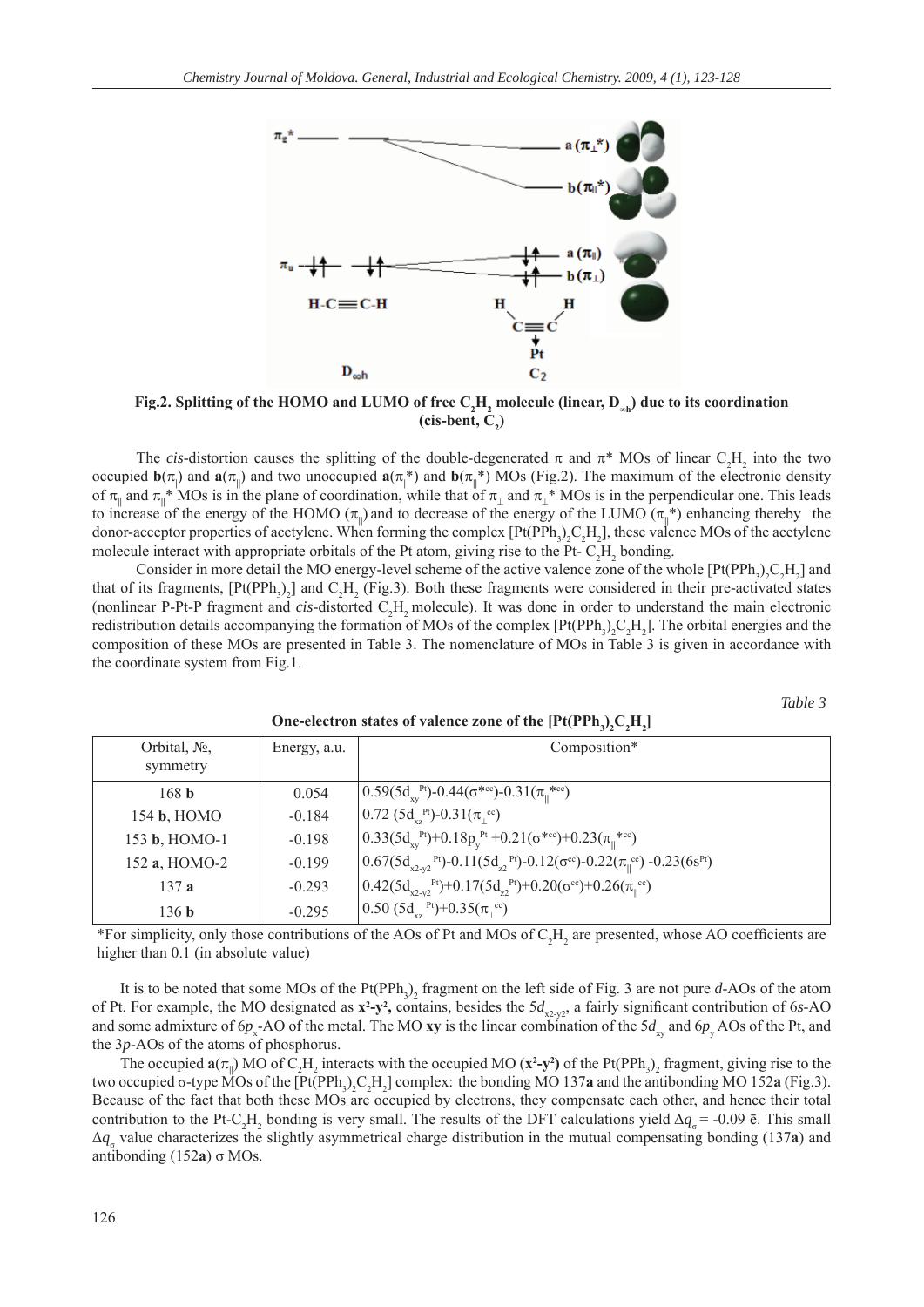Fig.2. Splitting of the HOMO and LUMO of free $C_2H_2$ molecule (linear, $D_{\infty h}$) due to its coordination (cis-bent, $C_2$)

The *cis*-distortion causes the splitting of the double-degenerated π and π* MOs of linear $C_2H_2$ into the two occupied $\mathbf{b}(\pi_\perp)$ and $\mathbf{a}(\pi_\parallel)$ and two unoccupied $\mathbf{a}(\pi_\perp^*)$ and $\mathbf{b}(\pi_\parallel^*)$ MOs (Fig.2). The maximum of the electronic density of $\pi_\parallel$ and $\pi_\parallel^*$ MOs is in the plane of coordination, while that of $\pi_\perp$ and $\pi_\perp^*$ MOs is in the perpendicular one. This leads to increase of the energy of the HOMO ($\pi_\parallel$) and to decrease of the energy of the LUMO ($\pi_\parallel^*$) enhancing thereby the donor-acceptor properties of acetylene. When forming the complex $[Pt(PPh_3)_2C_2H_2]$, these valence MOs of the acetylene molecule interact with appropriate orbitals of the Pt atom, giving rise to the Pt- $C_2H_2$ bonding.

Consider in more detail the MO energy-level scheme of the active valence zone of the whole $[Pt(PPh_3)_2C_2H_2]$ and that of its fragments, $[Pt(PPh_3)_2]$ and $C_2H_2$ (Fig.3). Both these fragments were considered in their pre-activated states (nonlinear P-Pt-P fragment and *cis*-distorted $C_2H_2$ molecule). It was done in order to understand the main electronic redistribution details accompanying the formation of MOs of the complex $[Pt(PPh_3)_2C_2H_2]$. The orbital energies and the composition of these MOs are presented in Table 3. The nomenclature of MOs in Table 3 is given in accordance with the coordinate system from Fig.1.

*Table 3*

**One-electron states of valence zone of the $[Pt(PPh_3)_2C_2H_2]$**

| Orbital, №, symmetry | Energy, a.u. | Composition* |
|---|---|---|
| 168 **b** | 0.054 | $0.59(5d_{xy}^{Pt})-0.44(\sigma^{*cc})-0.31(\pi_\parallel^{*cc})$ |
| 154 **b**, HOMO | -0.184 | $0.72\ (5d_{xz}^{Pt})-0.31(\pi_\perp^{cc})$ |
| 153 **b**, HOMO-1 | -0.198 | $0.33(5d_{xy}^{Pt})+0.18p_y^{Pt}+0.21(\sigma^{*cc})+0.23(\pi_\parallel^{*cc})$ |
| 152 **a**, HOMO-2 | -0.199 | $0.67(5d_{x2-y2}^{Pt})-0.11(5d_{z2}^{Pt})-0.12(\sigma^{cc})-0.22(\pi_\parallel^{cc})\ -0.23(6s^{Pt})$ |
| 137 **a** | -0.293 | $0.42(5d_{x2-y2}^{Pt})+0.17(5d_{z2}^{Pt})+0.20(\sigma^{cc})+0.26(\pi_\parallel^{cc})$ |
| 136 **b** | -0.295 | $0.50\ (5d_{xz}^{Pt})+0.35(\pi_\perp^{cc})$ |

*For simplicity, only those contributions of the AOs of Pt and MOs of $C_2H_2$ are presented, whose AO coefficients are higher than 0.1 (in absolute value)

It is to be noted that some MOs of the $Pt(PPh_3)_2$ fragment on the left side of Fig. 3 are not pure *d*-AOs of the atom of Pt. For example, the MO designated as $\mathbf{x^2\text{-}y^2}$, contains, besides the $5d_{x2\text{-}y2}$, a fairly significant contribution of 6*s*-AO and some admixture of $6p_x$-AO of the metal. The MO **xy** is the linear combination of the $5d_{xy}$ and $6p_y$ AOs of the Pt, and the 3*p*-AOs of the atoms of phosphorus.

The occupied $\mathbf{a}(\pi_\parallel)$ MO of $C_2H_2$ interacts with the occupied MO ($\mathbf{x^2\text{-}y^2}$) of the $Pt(PPh_3)_2$ fragment, giving rise to the two occupied σ-type MOs of the $[Pt(PPh_3)_2C_2H_2]$ complex: the bonding MO 137**a** and the antibonding MO 152**a** (Fig.3). Because of the fact that both these MOs are occupied by electrons, they compensate each other, and hence their total contribution to the Pt-$C_2H_2$ bonding is very small. The results of the DFT calculations yield $\Delta q_\sigma = -0.09$ ē. This small $\Delta q_\sigma$ value characterizes the slightly asymmetrical charge distribution in the mutual compensating bonding (137**a**) and antibonding (152**a**) σ MOs.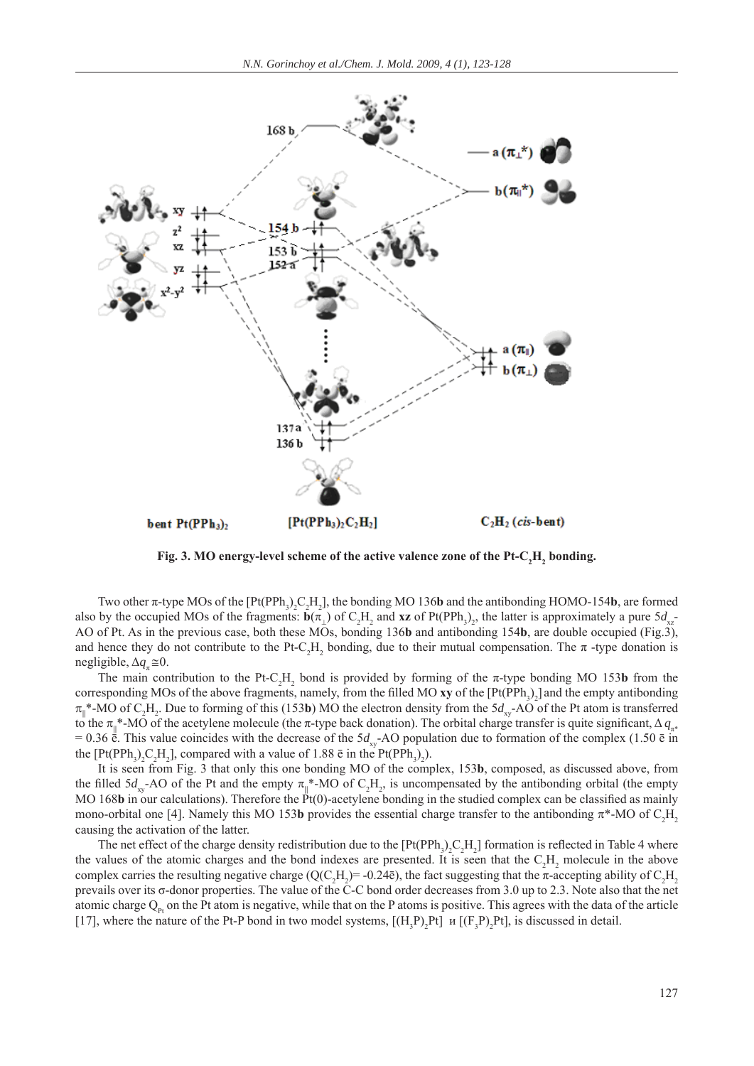**Fig. 3. MO energy-level scheme of the active valence zone of the Pt-$C_2H_2$ bonding.**

Two other π-type MOs of the $[Pt(PPh_3)_2C_2H_2]$, the bonding MO 136**b** and the antibonding HOMO-154**b**, are formed also by the occupied MOs of the fragments: **b**($\pi_\perp$) of $C_2H_2$ and **xz** of $Pt(PPh_3)_2$, the latter is approximately a pure $5d_{xz}$-AO of Pt. As in the previous case, both these MOs, bonding 136**b** and antibonding 154**b**, are double occupied (Fig.3), and hence they do not contribute to the Pt-$C_2H_2$ bonding, due to their mutual compensation. The π -type donation is negligible, $\Delta q_\pi \cong 0$.

The main contribution to the Pt-$C_2H_2$ bond is provided by forming of the π-type bonding MO 153**b** from the corresponding MOs of the above fragments, namely, from the filled MO **xy** of the $[Pt(PPh_3)_2]$ and the empty antibonding $\pi_\parallel$*-MO of $C_2H_2$. Due to forming of this (153**b**) MO the electron density from the $5d_{xy}$-AO of the Pt atom is transferred to the $\pi_\parallel$*-MO of the acetylene molecule (the π-type back donation). The orbital charge transfer is quite significant, $\Delta q_{\pi^*} = 0.36$ ē. This value coincides with the decrease of the $5d_{xy}$-AO population due to formation of the complex (1.50 ē in the $[Pt(PPh_3)_2C_2H_2]$, compared with a value of 1.88 ē in the $Pt(PPh_3)_2$).

It is seen from Fig. 3 that only this one bonding MO of the complex, 153**b**, composed, as discussed above, from the filled $5d_{xy}$-AO of the Pt and the empty $\pi_\parallel$*-MO of $C_2H_2$, is uncompensated by the antibonding orbital (the empty MO 168**b** in our calculations). Therefore the Pt(0)-acetylene bonding in the studied complex can be classified as mainly mono-orbital one [4]. Namely this MO 153**b** provides the essential charge transfer to the antibonding π*-MO of $C_2H_2$ causing the activation of the latter.

The net effect of the charge density redistribution due to the $[Pt(PPh_3)_2C_2H_2]$ formation is reflected in Table 4 where the values of the atomic charges and the bond indexes are presented. It is seen that the $C_2H_2$ molecule in the above complex carries the resulting negative charge ($Q(C_2H_2)$= -0.24ē), the fact suggesting that the π-accepting ability of $C_2H_2$ prevails over its σ-donor properties. The value of the C-C bond order decreases from 3.0 up to 2.3. Note also that the net atomic charge $Q_{Pt}$ on the Pt atom is negative, while that on the P atoms is positive. This agrees with the data of the article [17], where the nature of the Pt-P bond in two model systems, $[(H_3P)_2Pt]$ и $[(F_3P)_2Pt]$, is discussed in detail.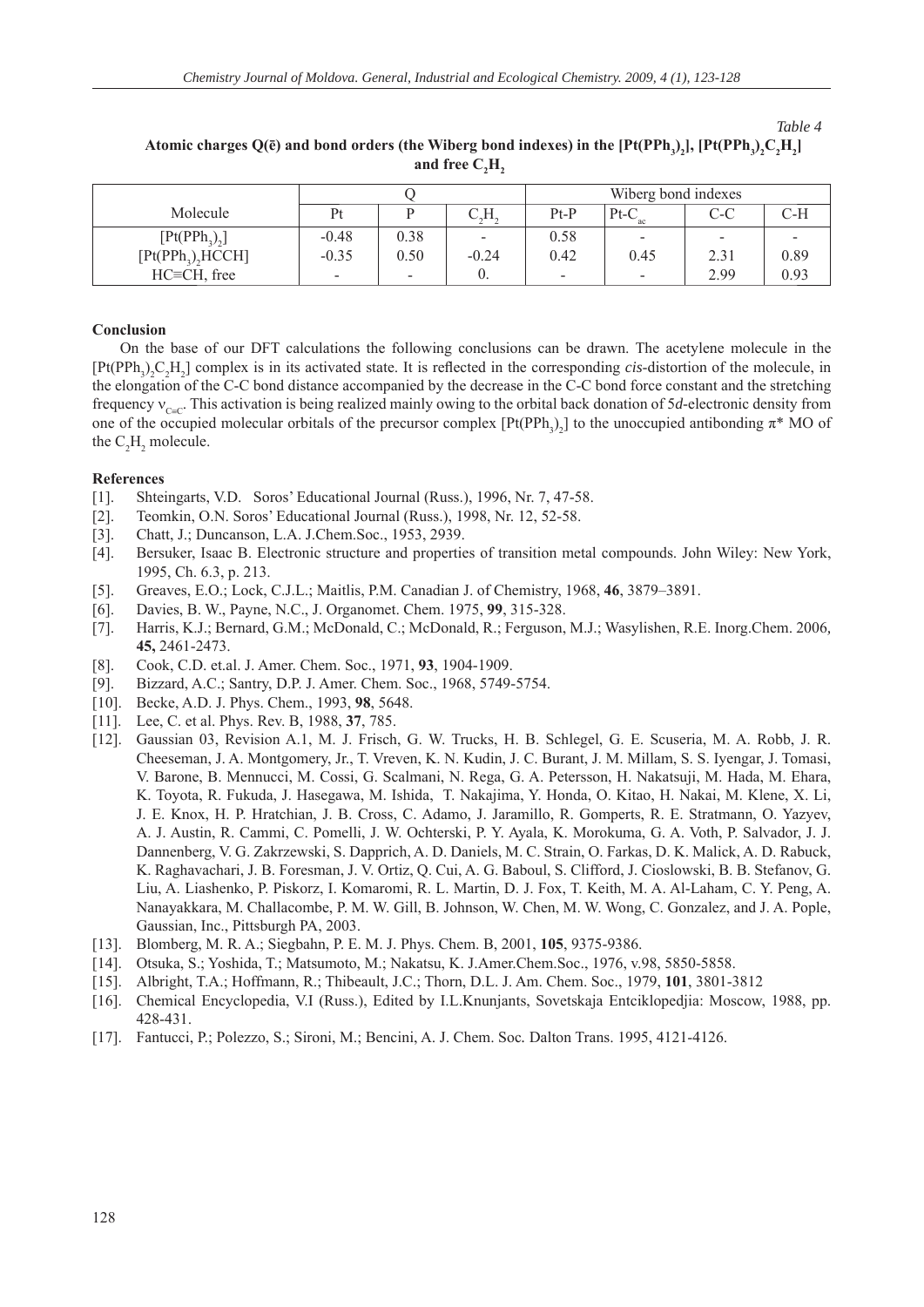*Table 4*

**Atomic charges Q(ē) and bond orders (the Wiberg bond indexes) in the $[Pt(PPh_3)_2]$, $[Pt(PPh_3)_2C_2H_2]$ and free $C_2H_2$**

| Molecule | Q | | | Wiberg bond indexes | | | |
|---|---|---|---|---|---|---|---|
| | Pt | P | $C_2H_2$ | Pt-P | Pt-$C_{ac}$ | C-C | C-H |
| $[Pt(PPh_3)_2]$ | -0.48 | 0.38 | - | 0.58 | - | - | - |
| $[Pt(PPh_3)_2HCCH]$ | -0.35 | 0.50 | -0.24 | 0.42 | 0.45 | 2.31 | 0.89 |
| HC≡CH, free | - | - | 0. | - | - | 2.99 | 0.93 |

**Conclusion**

On the base of our DFT calculations the following conclusions can be drawn. The acetylene molecule in the $[Pt(PPh_3)_2C_2H_2]$ complex is in its activated state. It is reflected in the corresponding *cis*-distortion of the molecule, in the elongation of the C-C bond distance accompanied by the decrease in the C-C bond force constant and the stretching frequency $\nu_{C\equiv C}$. This activation is being realized mainly owing to the orbital back donation of 5*d*-electronic density from one of the occupied molecular orbitals of the precursor complex $[Pt(PPh_3)_2]$ to the unoccupied antibonding π* MO of the $C_2H_2$ molecule.

**References**

[1]. Shteingarts, V.D. Soros' Educational Journal (Russ.), 1996, Nr. 7, 47-58.

[2]. Teomkin, O.N. Soros' Educational Journal (Russ.), 1998, Nr. 12, 52-58.

[3]. Chatt, J.; Duncanson, L.A. J.Chem.Soc., 1953, 2939.

[4]. Bersuker, Isaac B. Electronic structure and properties of transition metal compounds. John Wiley: New York, 1995, Ch. 6.3, p. 213.

[5]. Greaves, E.O.; Lock, C.J.L.; Maitlis, P.M. Canadian J. of Chemistry, 1968, **46**, 3879–3891.

[6]. Davies, B. W., Payne, N.C., J. Organomet. Chem. 1975, **99**, 315-328.

[7]. Harris, K.J.; Bernard, G.M.; McDonald, C.; McDonald, R.; Ferguson, M.J.; Wasylishen, R.E. Inorg.Chem. 2006, **45,** 2461-2473.

[8]. Cook, C.D. et.al. J. Amer. Chem. Soc., 1971, **93**, 1904-1909.

[9]. Bizzard, A.C.; Santry, D.P. J. Amer. Chem. Soc., 1968, 5749-5754.

[10]. Becke, A.D. J. Phys. Chem., 1993, **98**, 5648.

[11]. Lee, C. et al. Phys. Rev. B, 1988, **37**, 785.

[12]. Gaussian 03, Revision A.1, M. J. Frisch, G. W. Trucks, H. B. Schlegel, G. E. Scuseria, M. A. Robb, J. R. Cheeseman, J. A. Montgomery, Jr., T. Vreven, K. N. Kudin, J. C. Burant, J. M. Millam, S. S. Iyengar, J. Tomasi, V. Barone, B. Mennucci, M. Cossi, G. Scalmani, N. Rega, G. A. Petersson, H. Nakatsuji, M. Hada, M. Ehara, K. Toyota, R. Fukuda, J. Hasegawa, M. Ishida, T. Nakajima, Y. Honda, O. Kitao, H. Nakai, M. Klene, X. Li, J. E. Knox, H. P. Hratchian, J. B. Cross, C. Adamo, J. Jaramillo, R. Gomperts, R. E. Stratmann, O. Yazyev, A. J. Austin, R. Cammi, C. Pomelli, J. W. Ochterski, P. Y. Ayala, K. Morokuma, G. A. Voth, P. Salvador, J. J. Dannenberg, V. G. Zakrzewski, S. Dapprich, A. D. Daniels, M. C. Strain, O. Farkas, D. K. Malick, A. D. Rabuck, K. Raghavachari, J. B. Foresman, J. V. Ortiz, Q. Cui, A. G. Baboul, S. Clifford, J. Cioslowski, B. B. Stefanov, G. Liu, A. Liashenko, P. Piskorz, I. Komaromi, R. L. Martin, D. J. Fox, T. Keith, M. A. Al-Laham, C. Y. Peng, A. Nanayakkara, M. Challacombe, P. M. W. Gill, B. Johnson, W. Chen, M. W. Wong, C. Gonzalez, and J. A. Pople, Gaussian, Inc., Pittsburgh PA, 2003.

[13]. Blomberg, M. R. A.; Siegbahn, P. E. M. J. Phys. Chem. B, 2001, **105**, 9375-9386.

[14]. Otsuka, S.; Yoshida, T.; Matsumoto, M.; Nakatsu, K. J.Amer.Chem.Soc., 1976, v.98, 5850-5858.

[15]. Albright, T.A.; Hoffmann, R.; Thibeault, J.C.; Thorn, D.L. J. Am. Chem. Soc., 1979, **101**, 3801-3812

[16]. Chemical Encyclopedia, V.I (Russ.), Edited by I.L.Knunjants, Sovetskaja Entciklopedjia: Moscow, 1988, pp. 428-431.

[17]. Fantucci, P.; Polezzo, S.; Sironi, M.; Bencini, A. J. Chem. Soc. Dalton Trans. 1995, 4121-4126.